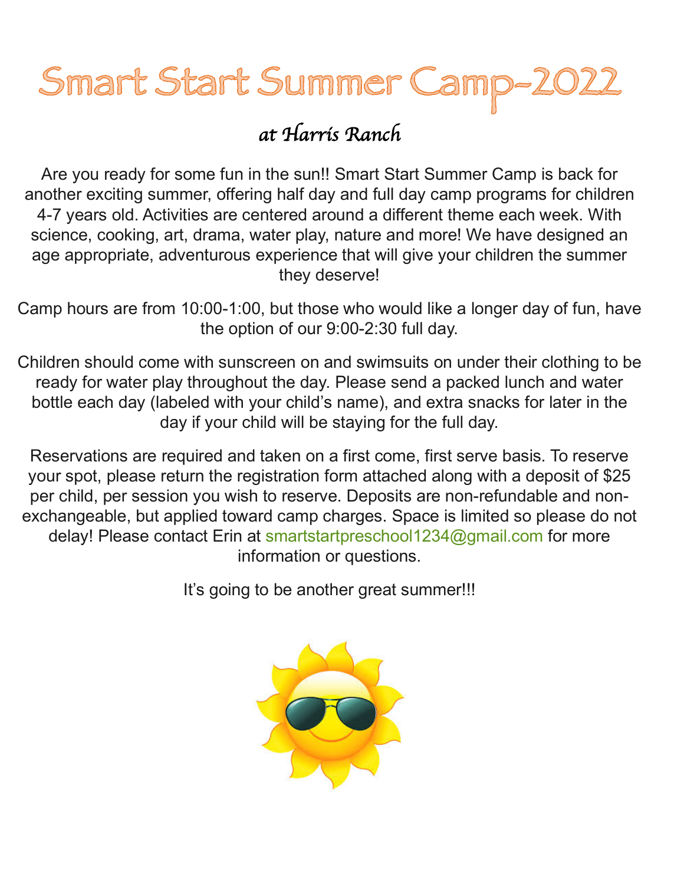# Smart Start Summer Camp-2022

## *at Harris Ranch*

Are you ready for some fun in the sun!! Smart Start Summer Camp is back for another exciting summer, offering half day and full day camp programs for children 4-7 years old. Activities are centered around a different theme each week. With science, cooking, art, drama, water play, nature and more! We have designed an age appropriate, adventurous experience that will give your children the summer they deserve!

Camp hours are from 10:00-1:00, but those who would like a longer day of fun, have the option of our 9:00-2:30 full day.

Children should come with sunscreen on and swimsuits on under their clothing to be ready for water play throughout the day. Please send a packed lunch and water bottle each day (labeled with your child's name), and extra snacks for later in the day if your child will be staying for the full day.

Reservations are required and taken on a first come, first serve basis. To reserve your spot, please return the registration form attached along with a deposit of $25 per child, per session you wish to reserve. Deposits are non-refundable and non-exchangeable, but applied toward camp charges. Space is limited so please do not delay! Please contact Erin at smartstartpreschool1234@gmail.com for more information or questions.

It's going to be another great summer!!!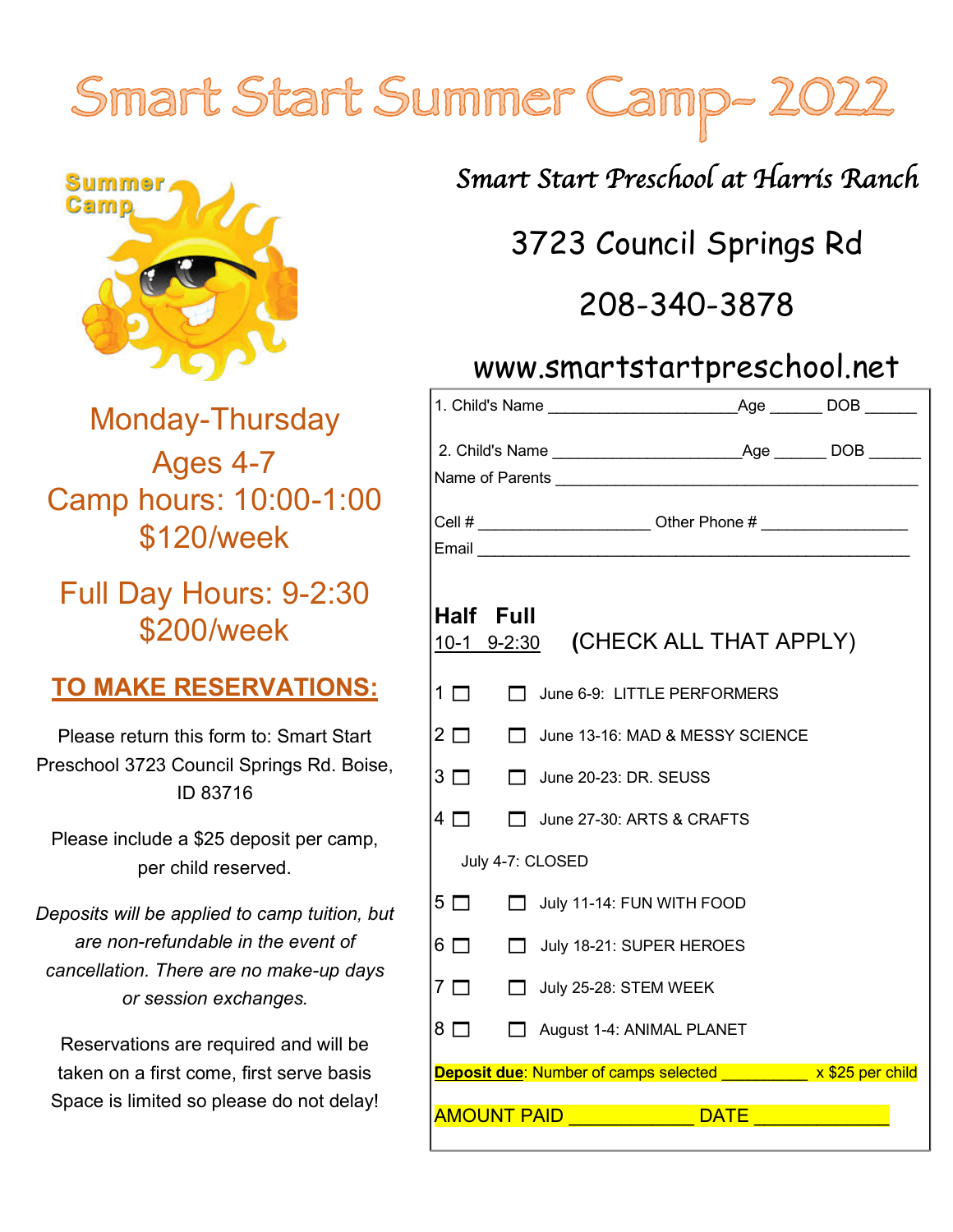# Smart Start Summer Camp- 2022

Monday-Thursday

Ages 4-7

Camp hours: 10:00-1:00

$120/week

Full Day Hours: 9-2:30

$200/week

## TO MAKE RESERVATIONS:

Please return this form to: Smart Start Preschool 3723 Council Springs Rd. Boise, ID 83716

Please include a $25 deposit per camp, per child reserved.

*Deposits will be applied to camp tuition, but are non-refundable in the event of cancellation. There are no make-up days or session exchanges.*

Reservations are required and will be taken on a first come, first serve basis Space is limited so please do not delay!

### Smart Start Preschool at Harris Ranch

3723 Council Springs Rd

208-340-3878

www.smartstartpreschool.net

1. Child's Name ____________________ Age ______ DOB ______

2. Child's Name ____________________ Age ______ DOB ______

Name of Parents ________________________________________

Cell # __________________ Other Phone # ________________

Email _________________________________________________

**Half Full**
10-1 9-2:30 (CHECK ALL THAT APPLY)

1 ☐ ☐ June 6-9: LITTLE PERFORMERS

2 ☐ ☐ June 13-16: MAD & MESSY SCIENCE

3 ☐ ☐ June 20-23: DR. SEUSS

4 ☐ ☐ June 27-30: ARTS & CRAFTS

July 4-7: CLOSED

5 ☐ ☐ July 11-14: FUN WITH FOOD

6 ☐ ☐ July 18-21: SUPER HEROES

7 ☐ ☐ July 25-28: STEM WEEK

8 ☐ ☐ August 1-4: ANIMAL PLANET

**Deposit due**: Number of camps selected __________ x $25 per child

AMOUNT PAID ____________ DATE _____________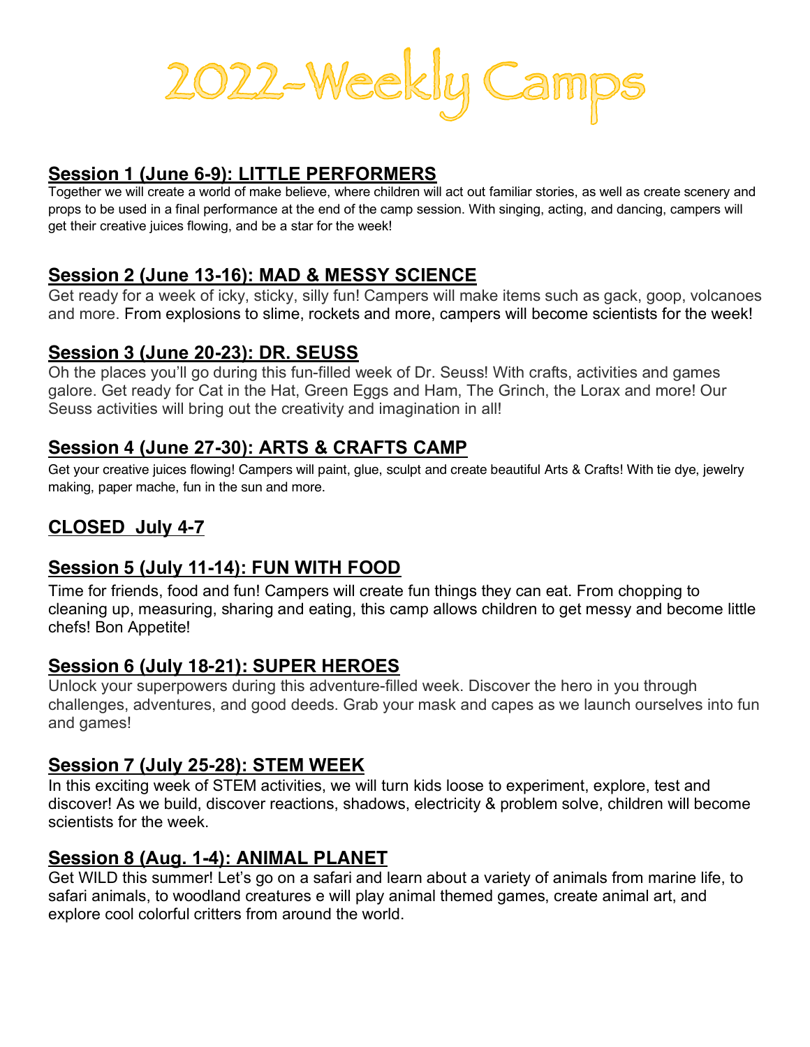# 2022-Weekly Camps

## Session 1 (June 6-9): LITTLE PERFORMERS

Together we will create a world of make believe, where children will act out familiar stories, as well as create scenery and props to be used in a final performance at the end of the camp session. With singing, acting, and dancing, campers will get their creative juices flowing, and be a star for the week!

## Session 2 (June 13-16): MAD & MESSY SCIENCE

Get ready for a week of icky, sticky, silly fun! Campers will make items such as gack, goop, volcanoes and more. From explosions to slime, rockets and more, campers will become scientists for the week!

## Session 3 (June 20-23): DR. SEUSS

Oh the places you'll go during this fun-filled week of Dr. Seuss! With crafts, activities and games galore. Get ready for Cat in the Hat, Green Eggs and Ham, The Grinch, the Lorax and more! Our Seuss activities will bring out the creativity and imagination in all!

## Session 4 (June 27-30): ARTS & CRAFTS CAMP

Get your creative juices flowing! Campers will paint, glue, sculpt and create beautiful Arts & Crafts! With tie dye, jewelry making, paper mache, fun in the sun and more.

## CLOSED July 4-7

## Session 5 (July 11-14): FUN WITH FOOD

Time for friends, food and fun! Campers will create fun things they can eat. From chopping to cleaning up, measuring, sharing and eating, this camp allows children to get messy and become little chefs! Bon Appetite!

## Session 6 (July 18-21): SUPER HEROES

Unlock your superpowers during this adventure-filled week. Discover the hero in you through challenges, adventures, and good deeds. Grab your mask and capes as we launch ourselves into fun and games!

## Session 7 (July 25-28): STEM WEEK

In this exciting week of STEM activities, we will turn kids loose to experiment, explore, test and discover! As we build, discover reactions, shadows, electricity & problem solve, children will become scientists for the week.

## Session 8 (Aug. 1-4): ANIMAL PLANET

Get WILD this summer! Let's go on a safari and learn about a variety of animals from marine life, to safari animals, to woodland creatures e will play animal themed games, create animal art, and explore cool colorful critters from around the world.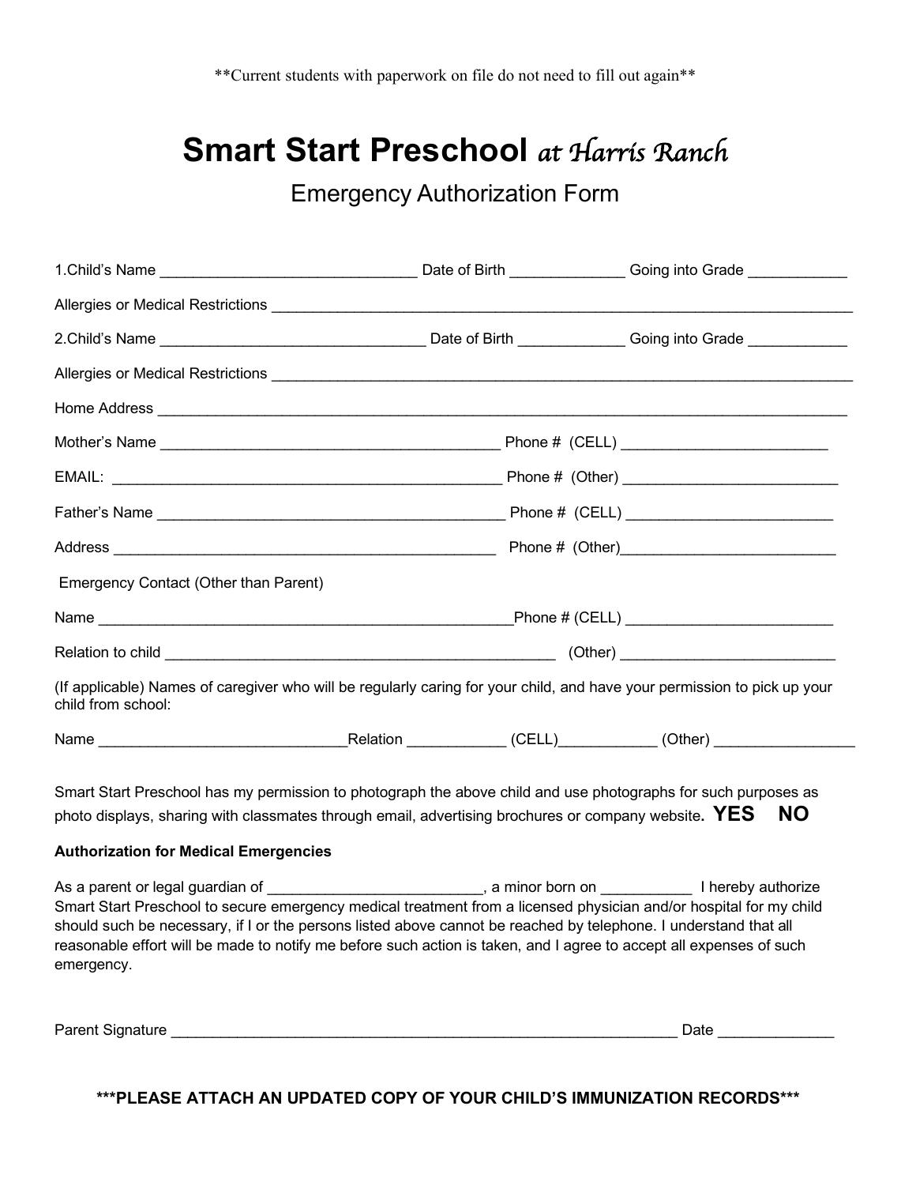\*\*Current students with paperwork on file do not need to fill out again\*\*

# **Smart Start Preschool** *at Harris Ranch*

## Emergency Authorization Form

1.Child's Name ______________________________ Date of Birth _____________ Going into Grade ___________

Allergies or Medical Restrictions ___________________________________________________________________________

2.Child's Name _______________________________ Date of Birth ____________ Going into Grade ___________

Allergies or Medical Restrictions ___________________________________________________________________________

Home Address _________________________________________________________________________________

Mother's Name ________________________________________ Phone # (CELL) ________________________

EMAIL: ____________________________________________ Phone # (Other) _________________________

Father's Name ________________________________________ Phone # (CELL) ________________________

Address ____________________________________________ Phone # (Other)_________________________

Emergency Contact (Other than Parent)

Name _________________________________________________Phone # (CELL) ________________________

Relation to child _____________________________________________ (Other) _________________________

(If applicable) Names of caregiver who will be regularly caring for your child, and have your permission to pick up your child from school:

Name _____________________________Relation ___________ (CELL)___________ (Other) ________________

Smart Start Preschool has my permission to photograph the above child and use photographs for such purposes as photo displays, sharing with classmates through email, advertising brochures or company website. **YES NO**

**Authorization for Medical Emergencies**

As a parent or legal guardian of _________________________, a minor born on __________ I hereby authorize Smart Start Preschool to secure emergency medical treatment from a licensed physician and/or hospital for my child should such be necessary, if I or the persons listed above cannot be reached by telephone. I understand that all reasonable effort will be made to notify me before such action is taken, and I agree to accept all expenses of such emergency.

Parent Signature ____________________________________________________________ Date _____________

**\*\*\*PLEASE ATTACH AN UPDATED COPY OF YOUR CHILD'S IMMUNIZATION RECORDS\*\*\***